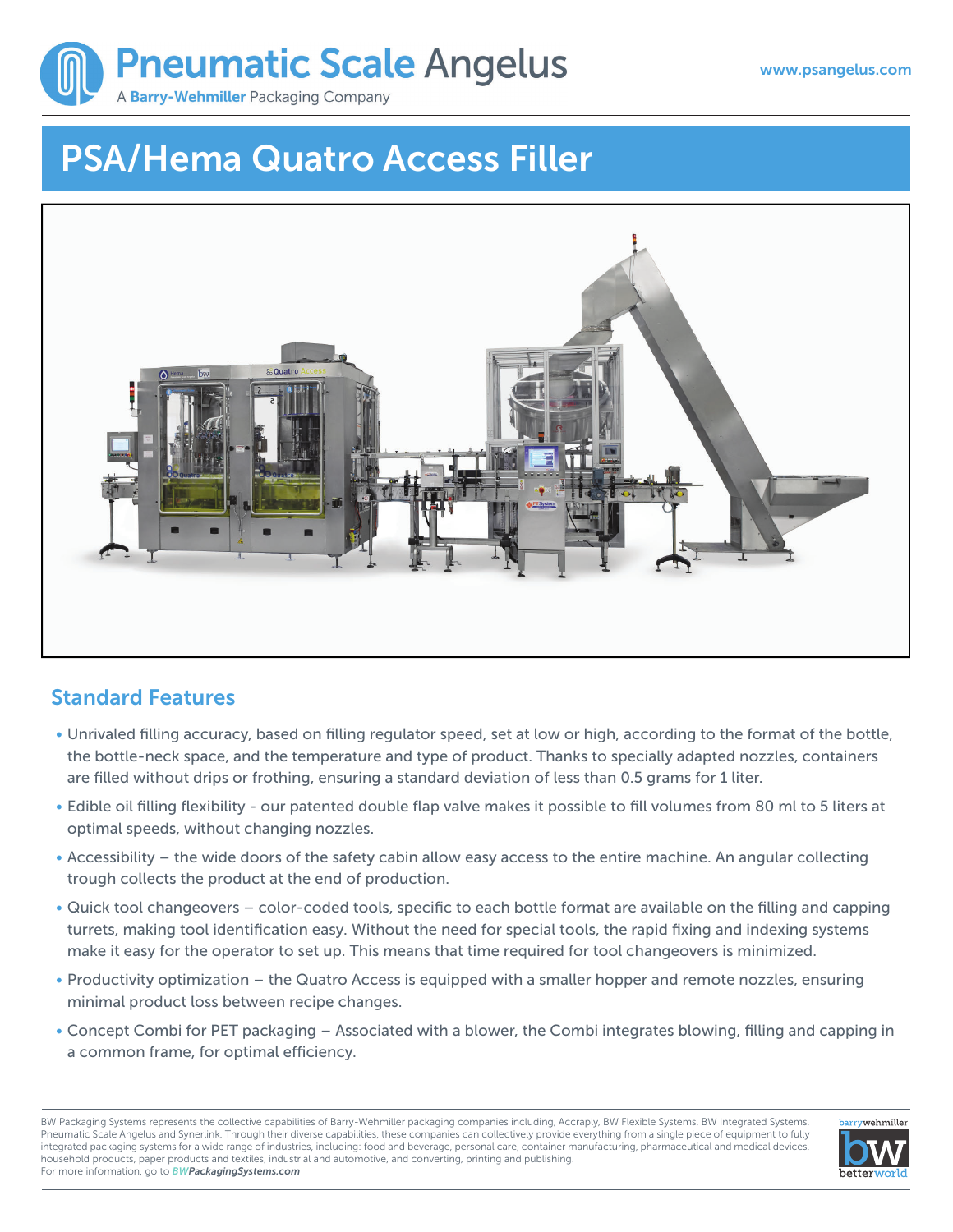Pneumatic Scale Angelus

A Barry-Wehmiller Packaging Company

www.psangelus.com

# PSA/Hema Quatro Access Filler

## Standard Features

- Unrivaled filling accuracy, based on filling regulator speed, set at low or high, according to the format of the bottle, the bottle-neck space, and the temperature and type of product. Thanks to specially adapted nozzles, containers are filled without drips or frothing, ensuring a standard deviation of less than 0.5 grams for 1 liter.
- Edible oil filling flexibility - our patented double flap valve makes it possible to fill volumes from 80 ml to 5 liters at optimal speeds, without changing nozzles.
- Accessibility – the wide doors of the safety cabin allow easy access to the entire machine. An angular collecting trough collects the product at the end of production.
- Quick tool changeovers – color-coded tools, specific to each bottle format are available on the filling and capping turrets, making tool identification easy. Without the need for special tools, the rapid fixing and indexing systems make it easy for the operator to set up. This means that time required for tool changeovers is minimized.
- Productivity optimization – the Quatro Access is equipped with a smaller hopper and remote nozzles, ensuring minimal product loss between recipe changes.
- Concept Combi for PET packaging – Associated with a blower, the Combi integrates blowing, filling and capping in a common frame, for optimal efficiency.

BW Packaging Systems represents the collective capabilities of Barry-Wehmiller packaging companies including, Accraply, BW Flexible Systems, BW Integrated Systems, Pneumatic Scale Angelus and Synerlink. Through their diverse capabilities, these companies can collectively provide everything from a single piece of equipment to fully integrated packaging systems for a wide range of industries, including: food and beverage, personal care, container manufacturing, pharmaceutical and medical devices, household products, paper products and textiles, industrial and automotive, and converting, printing and publishing.
For more information, go to ***BWPackagingSystems.com***

barrywehmiller bw betterworld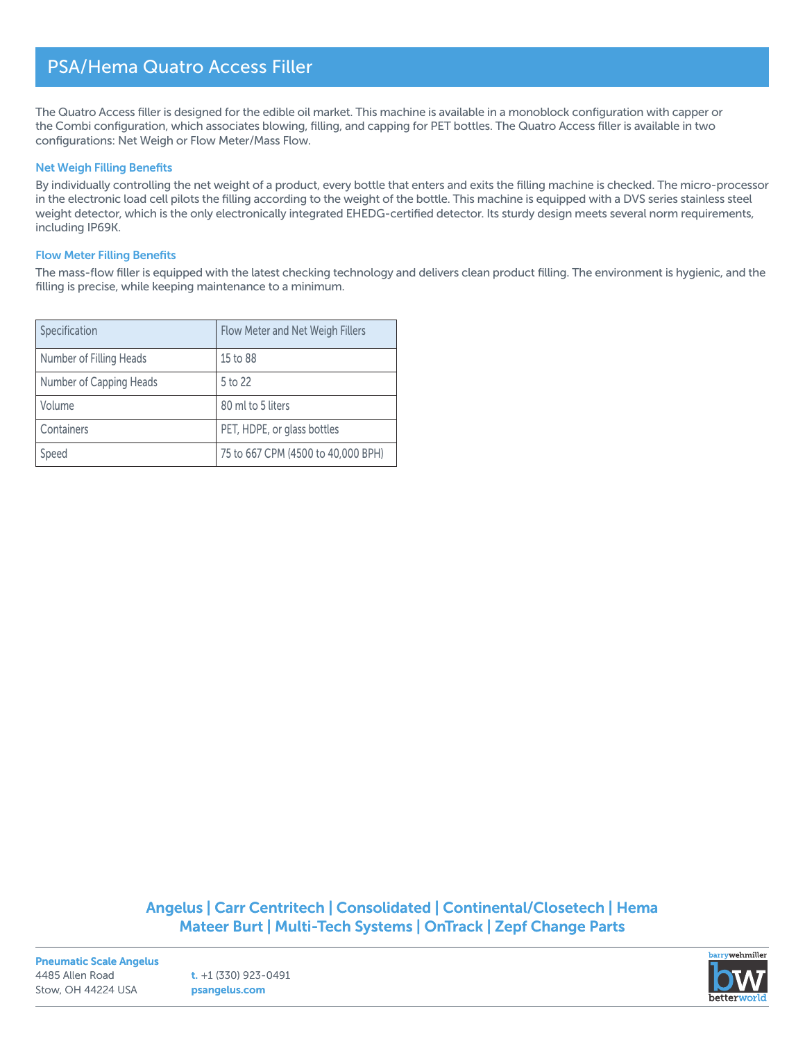# PSA/Hema Quatro Access Filler

The Quatro Access filler is designed for the edible oil market. This machine is available in a monoblock configuration with capper or the Combi configuration, which associates blowing, filling, and capping for PET bottles. The Quatro Access filler is available in two configurations: Net Weigh or Flow Meter/Mass Flow.

### Net Weigh Filling Benefits

By individually controlling the net weight of a product, every bottle that enters and exits the filling machine is checked. The micro-processor in the electronic load cell pilots the filling according to the weight of the bottle. This machine is equipped with a DVS series stainless steel weight detector, which is the only electronically integrated EHEDG-certified detector. Its sturdy design meets several norm requirements, including IP69K.

### Flow Meter Filling Benefits

The mass-flow filler is equipped with the latest checking technology and delivers clean product filling. The environment is hygienic, and the filling is precise, while keeping maintenance to a minimum.

| Specification | Flow Meter and Net Weigh Fillers |
|---|---|
| Number of Filling Heads | 15 to 88 |
| Number of Capping Heads | 5 to 22 |
| Volume | 80 ml to 5 liters |
| Containers | PET, HDPE, or glass bottles |
| Speed | 75 to 667 CPM (4500 to 40,000 BPH) |

**Angelus | Carr Centritech | Consolidated | Continental/Closetech | Hema**
**Mateer Burt | Multi-Tech Systems | OnTrack | Zepf Change Parts**

**Pneumatic Scale Angelus**
4485 Allen Road
Stow, OH 44224 USA

**t.** +1 (330) 923-0491
**psangelus.com**

barrywehmiller
betterworld